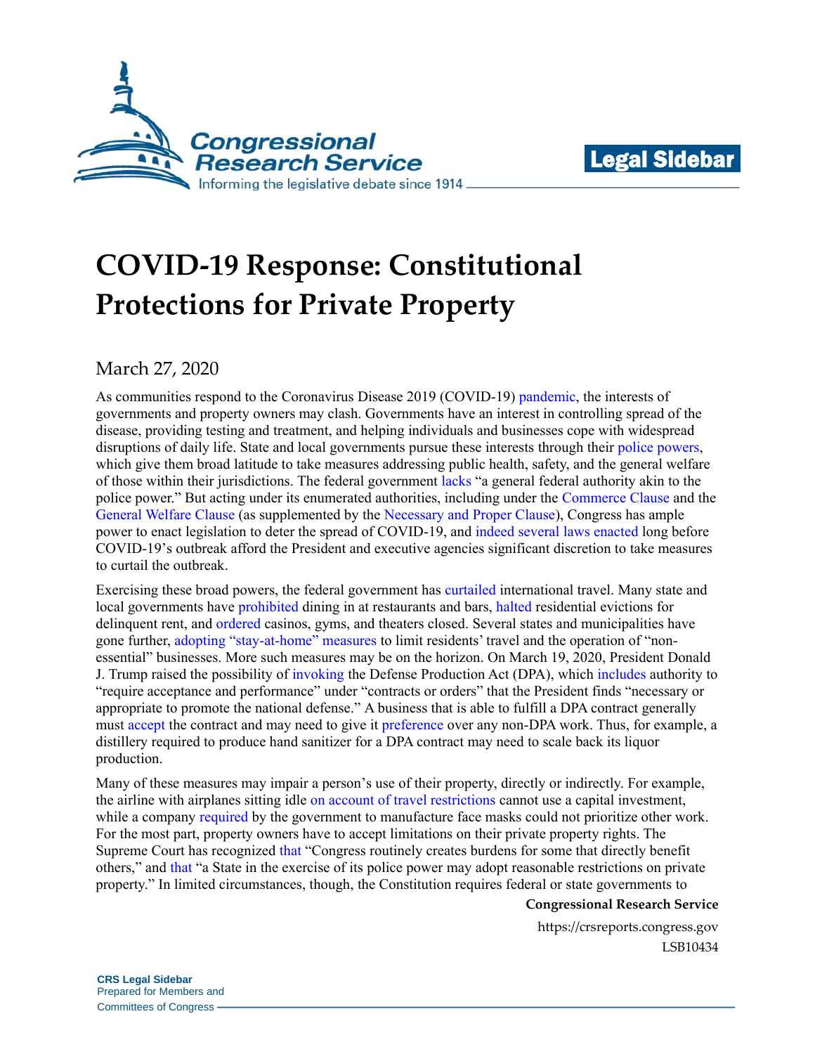# COVID-19 Response: Constitutional Protections for Private Property

March 27, 2020

As communities respond to the Coronavirus Disease 2019 (COVID-19) pandemic, the interests of governments and property owners may clash. Governments have an interest in controlling spread of the disease, providing testing and treatment, and helping individuals and businesses cope with widespread disruptions of daily life. State and local governments pursue these interests through their police powers, which give them broad latitude to take measures addressing public health, safety, and the general welfare of those within their jurisdictions. The federal government lacks "a general federal authority akin to the police power." But acting under its enumerated authorities, including under the Commerce Clause and the General Welfare Clause (as supplemented by the Necessary and Proper Clause), Congress has ample power to enact legislation to deter the spread of COVID-19, and indeed several laws enacted long before COVID-19's outbreak afford the President and executive agencies significant discretion to take measures to curtail the outbreak.

Exercising these broad powers, the federal government has curtailed international travel. Many state and local governments have prohibited dining in at restaurants and bars, halted residential evictions for delinquent rent, and ordered casinos, gyms, and theaters closed. Several states and municipalities have gone further, adopting "stay-at-home" measures to limit residents' travel and the operation of "non-essential" businesses. More such measures may be on the horizon. On March 19, 2020, President Donald J. Trump raised the possibility of invoking the Defense Production Act (DPA), which includes authority to "require acceptance and performance" under "contracts or orders" that the President finds "necessary or appropriate to promote the national defense." A business that is able to fulfill a DPA contract generally must accept the contract and may need to give it preference over any non-DPA work. Thus, for example, a distillery required to produce hand sanitizer for a DPA contract may need to scale back its liquor production.

Many of these measures may impair a person's use of their property, directly or indirectly. For example, the airline with airplanes sitting idle on account of travel restrictions cannot use a capital investment, while a company required by the government to manufacture face masks could not prioritize other work. For the most part, property owners have to accept limitations on their private property rights. The Supreme Court has recognized that "Congress routinely creates burdens for some that directly benefit others," and that "a State in the exercise of its police power may adopt reasonable restrictions on private property." In limited circumstances, though, the Constitution requires federal or state governments to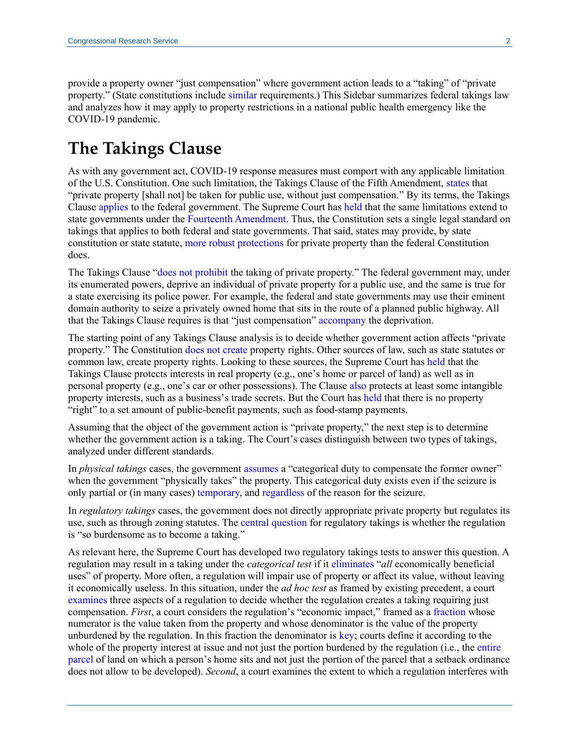provide a property owner "just compensation" where government action leads to a "taking" of "private property." (State constitutions include similar requirements.) This Sidebar summarizes federal takings law and analyzes how it may apply to property restrictions in a national public health emergency like the COVID-19 pandemic.

## The Takings Clause

As with any government act, COVID-19 response measures must comport with any applicable limitation of the U.S. Constitution. One such limitation, the Takings Clause of the Fifth Amendment, states that "private property [shall not] be taken for public use, without just compensation." By its terms, the Takings Clause applies to the federal government. The Supreme Court has held that the same limitations extend to state governments under the Fourteenth Amendment. Thus, the Constitution sets a single legal standard on takings that applies to both federal and state governments. That said, states may provide, by state constitution or state statute, more robust protections for private property than the federal Constitution does.

The Takings Clause "does not prohibit the taking of private property." The federal government may, under its enumerated powers, deprive an individual of private property for a public use, and the same is true for a state exercising its police power. For example, the federal and state governments may use their eminent domain authority to seize a privately owned home that sits in the route of a planned public highway. All that the Takings Clause requires is that "just compensation" accompany the deprivation.

The starting point of any Takings Clause analysis is to decide whether government action affects "private property." The Constitution does not create property rights. Other sources of law, such as state statutes or common law, create property rights. Looking to these sources, the Supreme Court has held that the Takings Clause protects interests in real property (e.g., one's home or parcel of land) as well as in personal property (e.g., one's car or other possessions). The Clause also protects at least some intangible property interests, such as a business's trade secrets. But the Court has held that there is no property "right" to a set amount of public-benefit payments, such as food-stamp payments.

Assuming that the object of the government action is "private property," the next step is to determine whether the government action is a taking. The Court's cases distinguish between two types of takings, analyzed under different standards.

In *physical takings* cases, the government assumes a "categorical duty to compensate the former owner" when the government "physically takes" the property. This categorical duty exists even if the seizure is only partial or (in many cases) temporary, and regardless of the reason for the seizure.

In *regulatory takings* cases, the government does not directly appropriate private property but regulates its use, such as through zoning statutes. The central question for regulatory takings is whether the regulation is "so burdensome as to become a taking."

As relevant here, the Supreme Court has developed two regulatory takings tests to answer this question. A regulation may result in a taking under the *categorical test* if it eliminates "*all* economically beneficial uses" of property. More often, a regulation will impair use of property or affect its value, without leaving it economically useless. In this situation, under the *ad hoc test* as framed by existing precedent, a court examines three aspects of a regulation to decide whether the regulation creates a taking requiring just compensation. *First*, a court considers the regulation's "economic impact," framed as a fraction whose numerator is the value taken from the property and whose denominator is the value of the property unburdened by the regulation. In this fraction the denominator is key; courts define it according to the whole of the property interest at issue and not just the portion burdened by the regulation (i.e., the entire parcel of land on which a person's home sits and not just the portion of the parcel that a setback ordinance does not allow to be developed). *Second*, a court examines the extent to which a regulation interferes with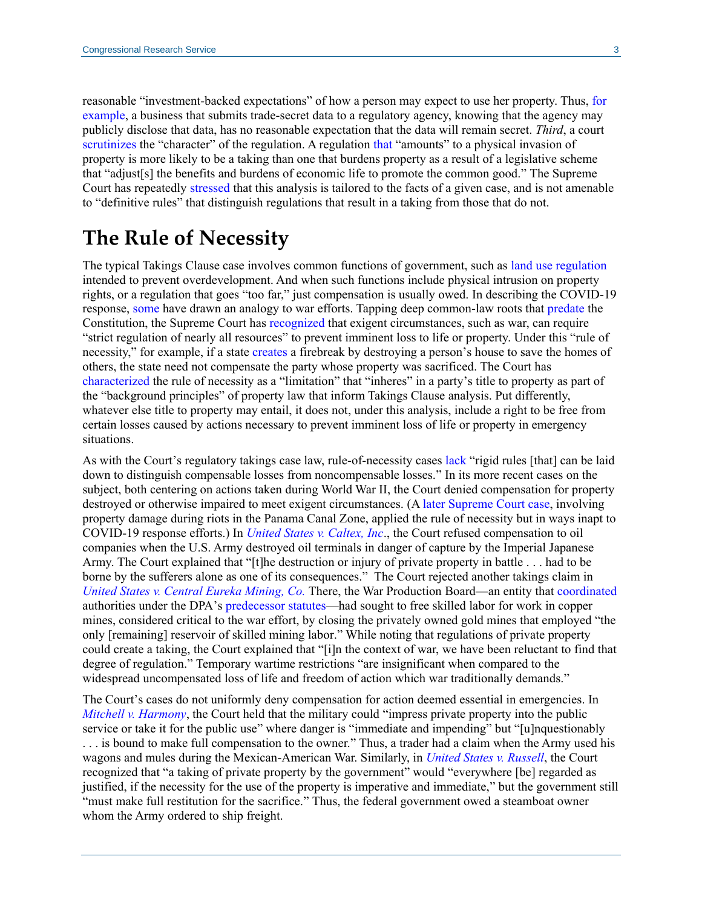reasonable "investment-backed expectations" of how a person may expect to use her property. Thus, for example, a business that submits trade-secret data to a regulatory agency, knowing that the agency may publicly disclose that data, has no reasonable expectation that the data will remain secret. *Third*, a court scrutinizes the "character" of the regulation. A regulation that "amounts" to a physical invasion of property is more likely to be a taking than one that burdens property as a result of a legislative scheme that "adjust[s] the benefits and burdens of economic life to promote the common good." The Supreme Court has repeatedly stressed that this analysis is tailored to the facts of a given case, and is not amenable to "definitive rules" that distinguish regulations that result in a taking from those that do not.

# The Rule of Necessity

The typical Takings Clause case involves common functions of government, such as land use regulation intended to prevent overdevelopment. And when such functions include physical intrusion on property rights, or a regulation that goes "too far," just compensation is usually owed. In describing the COVID-19 response, some have drawn an analogy to war efforts. Tapping deep common-law roots that predate the Constitution, the Supreme Court has recognized that exigent circumstances, such as war, can require "strict regulation of nearly all resources" to prevent imminent loss to life or property. Under this "rule of necessity," for example, if a state creates a firebreak by destroying a person's house to save the homes of others, the state need not compensate the party whose property was sacrificed. The Court has characterized the rule of necessity as a "limitation" that "inheres" in a party's title to property as part of the "background principles" of property law that inform Takings Clause analysis. Put differently, whatever else title to property may entail, it does not, under this analysis, include a right to be free from certain losses caused by actions necessary to prevent imminent loss of life or property in emergency situations.

As with the Court's regulatory takings case law, rule-of-necessity cases lack "rigid rules [that] can be laid down to distinguish compensable losses from noncompensable losses." In its more recent cases on the subject, both centering on actions taken during World War II, the Court denied compensation for property destroyed or otherwise impaired to meet exigent circumstances. (A later Supreme Court case, involving property damage during riots in the Panama Canal Zone, applied the rule of necessity but in ways inapt to COVID-19 response efforts.) In *United States v. Caltex, Inc*., the Court refused compensation to oil companies when the U.S. Army destroyed oil terminals in danger of capture by the Imperial Japanese Army. The Court explained that "[t]he destruction or injury of private property in battle . . . had to be borne by the sufferers alone as one of its consequences." The Court rejected another takings claim in *United States v. Central Eureka Mining, Co.* There, the War Production Board—an entity that coordinated authorities under the DPA's predecessor statutes—had sought to free skilled labor for work in copper mines, considered critical to the war effort, by closing the privately owned gold mines that employed "the only [remaining] reservoir of skilled mining labor." While noting that regulations of private property could create a taking, the Court explained that "[i]n the context of war, we have been reluctant to find that degree of regulation." Temporary wartime restrictions "are insignificant when compared to the widespread uncompensated loss of life and freedom of action which war traditionally demands."

The Court's cases do not uniformly deny compensation for action deemed essential in emergencies. In *Mitchell v. Harmony*, the Court held that the military could "impress private property into the public service or take it for the public use" where danger is "immediate and impending" but "[u]nquestionably . . . is bound to make full compensation to the owner." Thus, a trader had a claim when the Army used his wagons and mules during the Mexican-American War. Similarly, in *United States v. Russell*, the Court recognized that "a taking of private property by the government" would "everywhere [be] regarded as justified, if the necessity for the use of the property is imperative and immediate," but the government still "must make full restitution for the sacrifice." Thus, the federal government owed a steamboat owner whom the Army ordered to ship freight.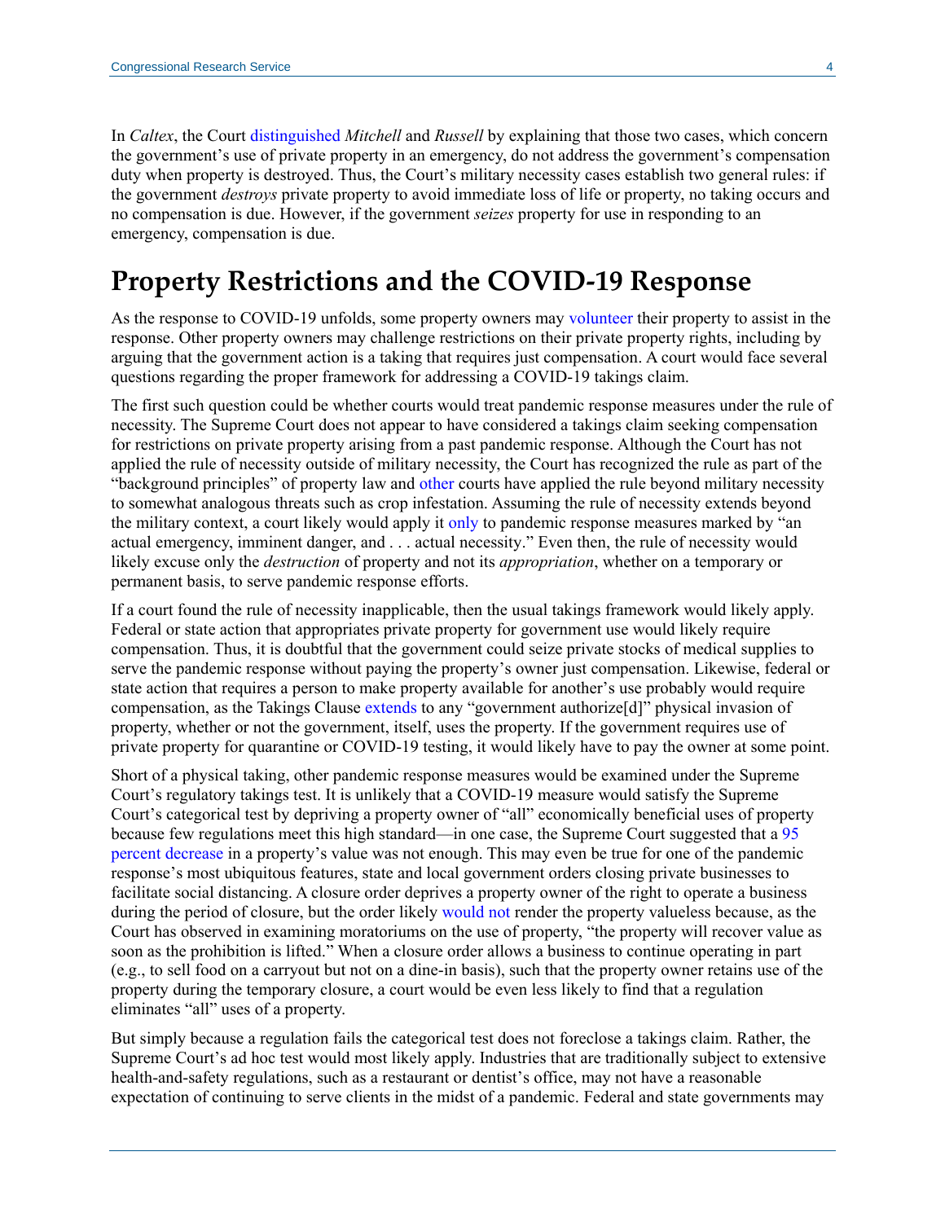In *Caltex*, the Court distinguished *Mitchell* and *Russell* by explaining that those two cases, which concern the government's use of private property in an emergency, do not address the government's compensation duty when property is destroyed. Thus, the Court's military necessity cases establish two general rules: if the government *destroys* private property to avoid immediate loss of life or property, no taking occurs and no compensation is due. However, if the government *seizes* property for use in responding to an emergency, compensation is due.

# Property Restrictions and the COVID-19 Response

As the response to COVID-19 unfolds, some property owners may volunteer their property to assist in the response. Other property owners may challenge restrictions on their private property rights, including by arguing that the government action is a taking that requires just compensation. A court would face several questions regarding the proper framework for addressing a COVID-19 takings claim.

The first such question could be whether courts would treat pandemic response measures under the rule of necessity. The Supreme Court does not appear to have considered a takings claim seeking compensation for restrictions on private property arising from a past pandemic response. Although the Court has not applied the rule of necessity outside of military necessity, the Court has recognized the rule as part of the "background principles" of property law and other courts have applied the rule beyond military necessity to somewhat analogous threats such as crop infestation. Assuming the rule of necessity extends beyond the military context, a court likely would apply it only to pandemic response measures marked by "an actual emergency, imminent danger, and . . . actual necessity." Even then, the rule of necessity would likely excuse only the *destruction* of property and not its *appropriation*, whether on a temporary or permanent basis, to serve pandemic response efforts.

If a court found the rule of necessity inapplicable, then the usual takings framework would likely apply. Federal or state action that appropriates private property for government use would likely require compensation. Thus, it is doubtful that the government could seize private stocks of medical supplies to serve the pandemic response without paying the property's owner just compensation. Likewise, federal or state action that requires a person to make property available for another's use probably would require compensation, as the Takings Clause extends to any "government authorize[d]" physical invasion of property, whether or not the government, itself, uses the property. If the government requires use of private property for quarantine or COVID-19 testing, it would likely have to pay the owner at some point.

Short of a physical taking, other pandemic response measures would be examined under the Supreme Court's regulatory takings test. It is unlikely that a COVID-19 measure would satisfy the Supreme Court's categorical test by depriving a property owner of "all" economically beneficial uses of property because few regulations meet this high standard—in one case, the Supreme Court suggested that a 95 percent decrease in a property's value was not enough. This may even be true for one of the pandemic response's most ubiquitous features, state and local government orders closing private businesses to facilitate social distancing. A closure order deprives a property owner of the right to operate a business during the period of closure, but the order likely would not render the property valueless because, as the Court has observed in examining moratoriums on the use of property, "the property will recover value as soon as the prohibition is lifted." When a closure order allows a business to continue operating in part (e.g., to sell food on a carryout but not on a dine-in basis), such that the property owner retains use of the property during the temporary closure, a court would be even less likely to find that a regulation eliminates "all" uses of a property.

But simply because a regulation fails the categorical test does not foreclose a takings claim. Rather, the Supreme Court's ad hoc test would most likely apply. Industries that are traditionally subject to extensive health-and-safety regulations, such as a restaurant or dentist's office, may not have a reasonable expectation of continuing to serve clients in the midst of a pandemic. Federal and state governments may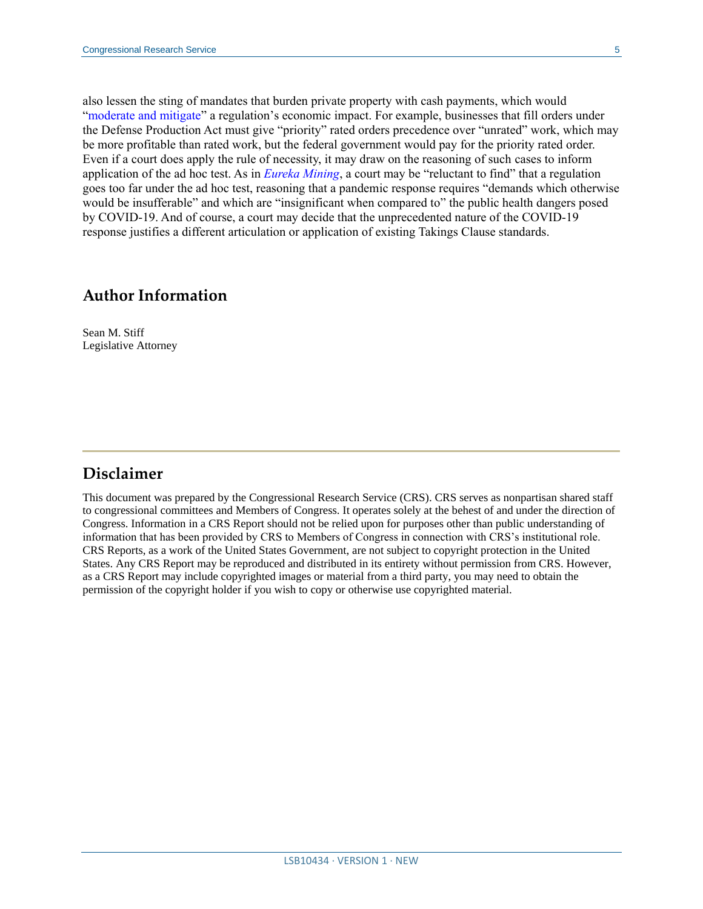also lessen the sting of mandates that burden private property with cash payments, which would "moderate and mitigate" a regulation's economic impact. For example, businesses that fill orders under the Defense Production Act must give "priority" rated orders precedence over "unrated" work, which may be more profitable than rated work, but the federal government would pay for the priority rated order. Even if a court does apply the rule of necessity, it may draw on the reasoning of such cases to inform application of the ad hoc test. As in *Eureka Mining*, a court may be "reluctant to find" that a regulation goes too far under the ad hoc test, reasoning that a pandemic response requires "demands which otherwise would be insufferable" and which are "insignificant when compared to" the public health dangers posed by COVID-19. And of course, a court may decide that the unprecedented nature of the COVID-19 response justifies a different articulation or application of existing Takings Clause standards.

## Author Information

Sean M. Stiff
Legislative Attorney

## Disclaimer

This document was prepared by the Congressional Research Service (CRS). CRS serves as nonpartisan shared staff to congressional committees and Members of Congress. It operates solely at the behest of and under the direction of Congress. Information in a CRS Report should not be relied upon for purposes other than public understanding of information that has been provided by CRS to Members of Congress in connection with CRS's institutional role. CRS Reports, as a work of the United States Government, are not subject to copyright protection in the United States. Any CRS Report may be reproduced and distributed in its entirety without permission from CRS. However, as a CRS Report may include copyrighted images or material from a third party, you may need to obtain the permission of the copyright holder if you wish to copy or otherwise use copyrighted material.